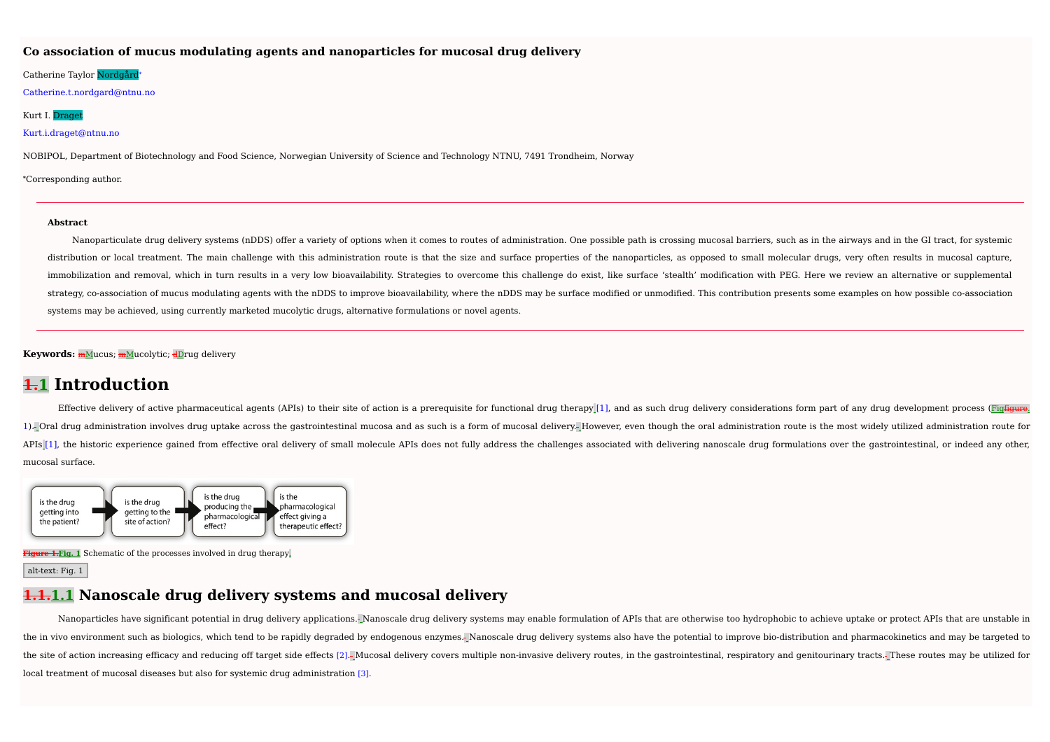# Co association of mucus modulating agents and nanoparticles for mucosal drug delivery

Catherine Taylor Nordgård*

Catherine.t.nordgard@ntnu.no

Kurt I. Draget

Kurt.i.draget@ntnu.no

NOBIPOL, Department of Biotechnology and Food Science, Norwegian University of Science and Technology NTNU, 7491 Trondheim, Norway

*Corresponding author.

**Abstract**

Nanoparticulate drug delivery systems (nDDS) offer a variety of options when it comes to routes of administration. One possible path is crossing mucosal barriers, such as in the airways and in the GI tract, for systemic distribution or local treatment. The main challenge with this administration route is that the size and surface properties of the nanoparticles, as opposed to small molecular drugs, very often results in mucosal capture, immobilization and removal, which in turn results in a very low bioavailability. Strategies to overcome this challenge do exist, like surface 'stealth' modification with PEG. Here we review an alternative or supplemental strategy, co-association of mucus modulating agents with the nDDS to improve bioavailability, where the nDDS may be surface modified or unmodified. This contribution presents some examples on how possible co-association systems may be achieved, using currently marketed mucolytic drugs, alternative formulations or novel agents.

**Keywords:** Mucus; Mucolytic; Drug delivery

# 1 Introduction

Effective delivery of active pharmaceutical agents (APIs) to their site of action is a prerequisite for functional drug therapy [1], and as such drug delivery considerations form part of any drug development process (Fig. 1). Oral drug administration involves drug uptake across the gastrointestinal mucosa and as such is a form of mucosal delivery. However, even though the oral administration route is the most widely utilized administration route for APIs [1], the historic experience gained from effective oral delivery of small molecule APIs does not fully address the challenges associated with delivering nanoscale drug formulations over the gastrointestinal, or indeed any other, mucosal surface.

Fig. 1 Schematic of the processes involved in drug therapy.

alt-text: Fig. 1

## 1.1 Nanoscale drug delivery systems and mucosal delivery

Nanoparticles have significant potential in drug delivery applications. Nanoscale drug delivery systems may enable formulation of APIs that are otherwise too hydrophobic to achieve uptake or protect APIs that are unstable in the in vivo environment such as biologics, which tend to be rapidly degraded by endogenous enzymes. Nanoscale drug delivery systems also have the potential to improve bio-distribution and pharmacokinetics and may be targeted to the site of action increasing efficacy and reducing off target side effects [2]. Mucosal delivery covers multiple non-invasive delivery routes, in the gastrointestinal, respiratory and genitourinary tracts. These routes may be utilized for local treatment of mucosal diseases but also for systemic drug administration [3].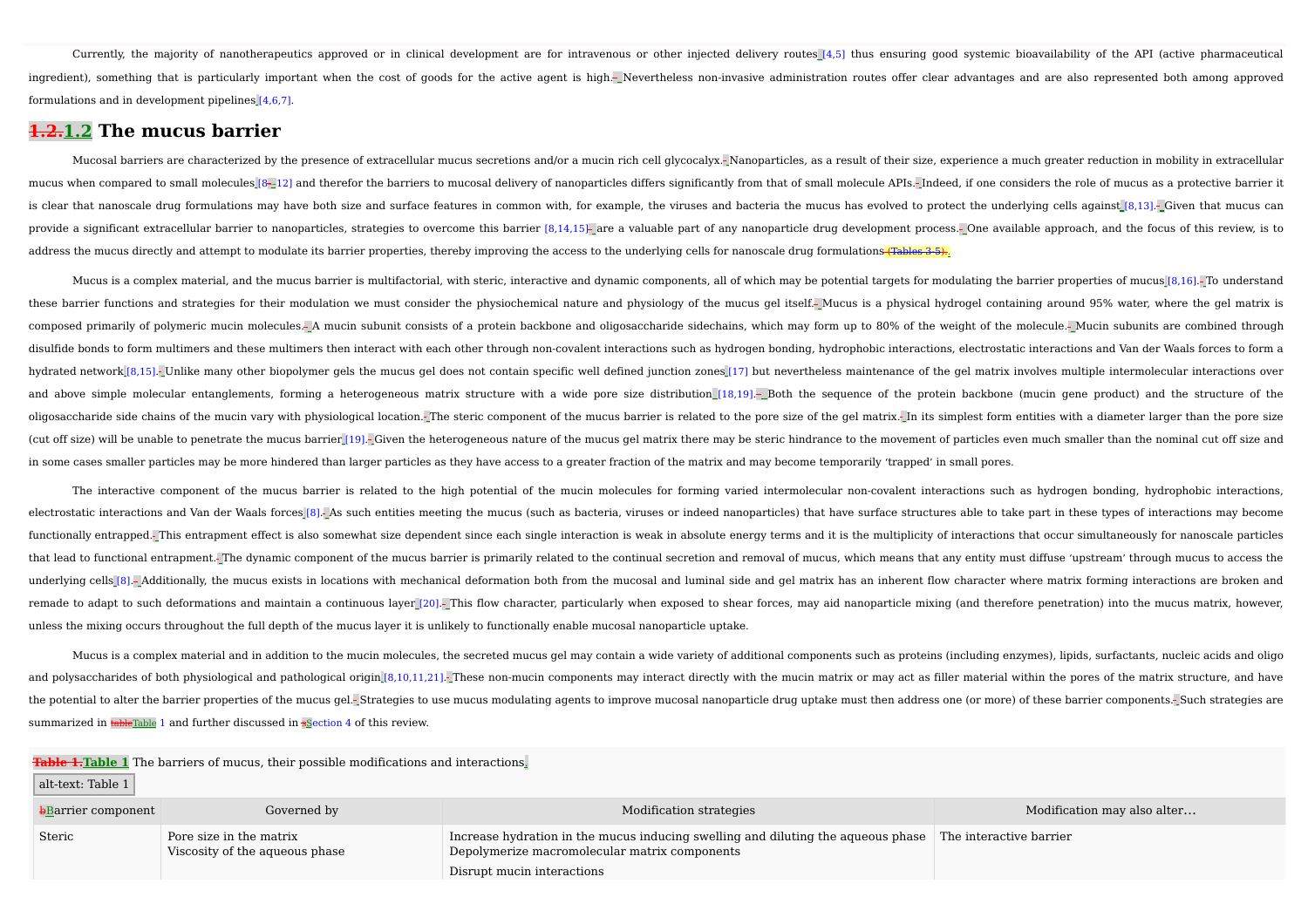Currently, the majority of nanotherapeutics approved or in clinical development are for intravenous or other injected delivery routes [4,5] thus ensuring good systemic bioavailability of the API (active pharmaceutical ingredient), something that is particularly important when the cost of goods for the active agent is high. Nevertheless non-invasive administration routes offer clear advantages and are also represented both among approved formulations and in development pipelines [4,6,7].

## 1.2 The mucus barrier

Mucosal barriers are characterized by the presence of extracellular mucus secretions and/or a mucin rich cell glycocalyx. Nanoparticles, as a result of their size, experience a much greater reduction in mobility in extracellular mucus when compared to small molecules [8–12] and therefor the barriers to mucosal delivery of nanoparticles differs significantly from that of small molecule APIs. Indeed, if one considers the role of mucus as a protective barrier it is clear that nanoscale drug formulations may have both size and surface features in common with, for example, the viruses and bacteria the mucus has evolved to protect the underlying cells against [8,13]. Given that mucus can provide a significant extracellular barrier to nanoparticles, strategies to overcome this barrier [8,14,15] are a valuable part of any nanoparticle drug development process. One available approach, and the focus of this review, is to address the mucus directly and attempt to modulate its barrier properties, thereby improving the access to the underlying cells for nanoscale drug formulations.

Mucus is a complex material, and the mucus barrier is multifactorial, with steric, interactive and dynamic components, all of which may be potential targets for modulating the barrier properties of mucus [8,16]. To understand these barrier functions and strategies for their modulation we must consider the physiochemical nature and physiology of the mucus gel itself. Mucus is a physical hydrogel containing around 95% water, where the gel matrix is composed primarily of polymeric mucin molecules. A mucin subunit consists of a protein backbone and oligosaccharide sidechains, which may form up to 80% of the weight of the molecule. Mucin subunits are combined through disulfide bonds to form multimers and these multimers then interact with each other through non-covalent interactions such as hydrogen bonding, hydrophobic interactions, electrostatic interactions and Van der Waals forces to form a hydrated network [8,15]. Unlike many other biopolymer gels the mucus gel does not contain specific well defined junction zones [17] but nevertheless maintenance of the gel matrix involves multiple intermolecular interactions over and above simple molecular entanglements, forming a heterogeneous matrix structure with a wide pore size distribution [18,19]. Both the sequence of the protein backbone (mucin gene product) and the structure of the oligosaccharide side chains of the mucin vary with physiological location. The steric component of the mucus barrier is related to the pore size of the gel matrix. In its simplest form entities with a diameter larger than the pore size (cut off size) will be unable to penetrate the mucus barrier [19]. Given the heterogeneous nature of the mucus gel matrix there may be steric hindrance to the movement of particles even much smaller than the nominal cut off size and in some cases smaller particles may be more hindered than larger particles as they have access to a greater fraction of the matrix and may become temporarily 'trapped' in small pores.

The interactive component of the mucus barrier is related to the high potential of the mucin molecules for forming varied intermolecular non-covalent interactions such as hydrogen bonding, hydrophobic interactions, electrostatic interactions and Van der Waals forces [8]. As such entities meeting the mucus (such as bacteria, viruses or indeed nanoparticles) that have surface structures able to take part in these types of interactions may become functionally entrapped. This entrapment effect is also somewhat size dependent since each single interaction is weak in absolute energy terms and it is the multiplicity of interactions that occur simultaneously for nanoscale particles that lead to functional entrapment. The dynamic component of the mucus barrier is primarily related to the continual secretion and removal of mucus, which means that any entity must diffuse 'upstream' through mucus to access the underlying cells [8]. Additionally, the mucus exists in locations with mechanical deformation both from the mucosal and luminal side and gel matrix has an inherent flow character where matrix forming interactions are broken and remade to adapt to such deformations and maintain a continuous layer [20]. This flow character, particularly when exposed to shear forces, may aid nanoparticle mixing (and therefore penetration) into the mucus matrix, however, unless the mixing occurs throughout the full depth of the mucus layer it is unlikely to functionally enable mucosal nanoparticle uptake.

Mucus is a complex material and in addition to the mucin molecules, the secreted mucus gel may contain a wide variety of additional components such as proteins (including enzymes), lipids, surfactants, nucleic acids and oligo and polysaccharides of both physiological and pathological origin [8,10,11,21]. These non-mucin components may interact directly with the mucin matrix or may act as filler material within the pores of the matrix structure, and have the potential to alter the barrier properties of the mucus gel. Strategies to use mucus modulating agents to improve mucosal nanoparticle drug uptake must then address one (or more) of these barrier components. Such strategies are summarized in Table 1 and further discussed in Section 4 of this review.

**Table 1** The barriers of mucus, their possible modifications and interactions.

| Barrier component | Governed by | Modification strategies | Modification may also alter… |
| --- | --- | --- | --- |
| Steric | Pore size in the matrix<br>Viscosity of the aqueous phase | Increase hydration in the mucus inducing swelling and diluting the aqueous phase<br>Depolymerize macromolecular matrix components<br>Disrupt mucin interactions | The interactive barrier |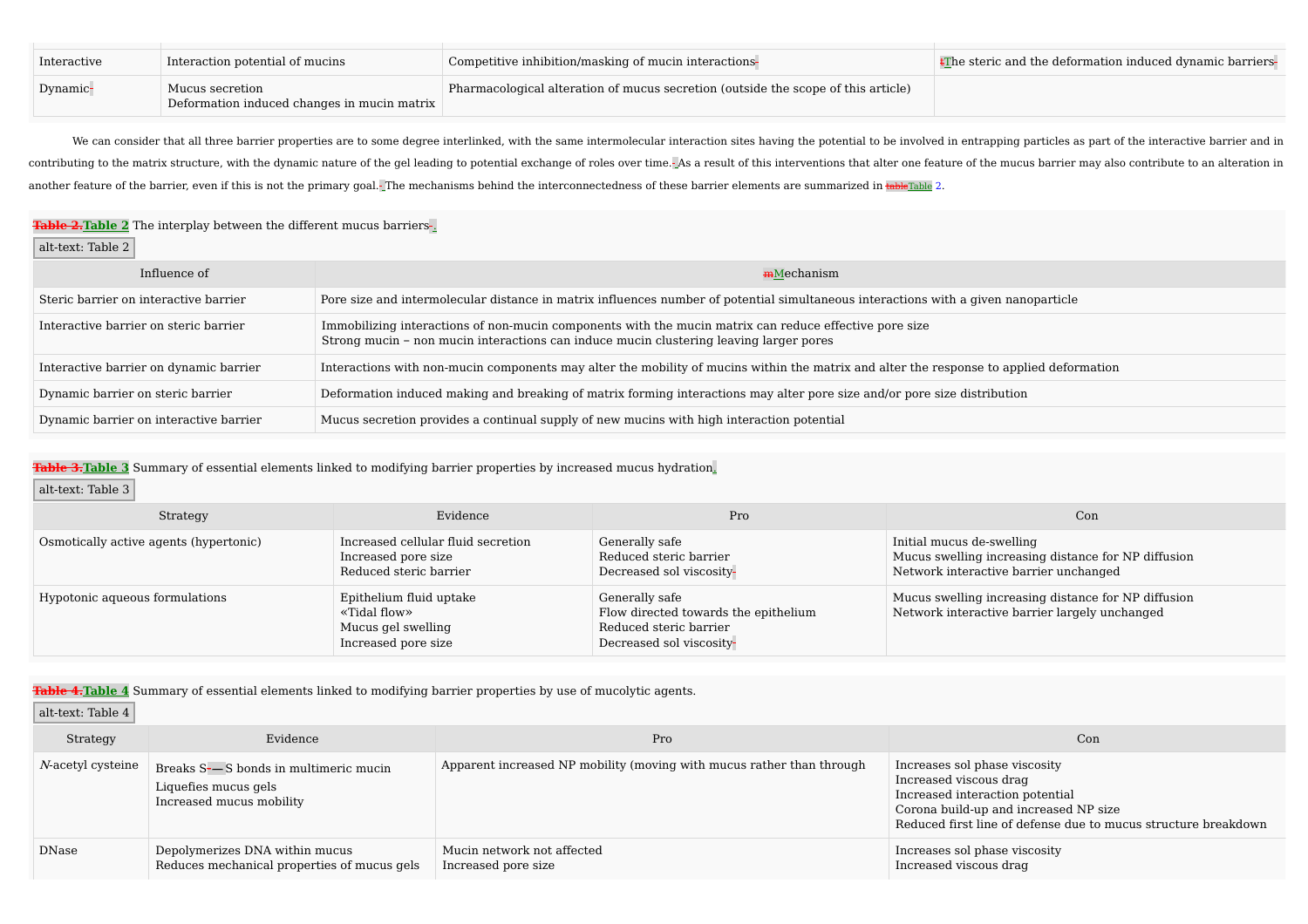| | | | |
|---|---|---|---|
| Interactive | Interaction potential of mucins | Competitive inhibition/masking of mucin interactions | The steric and the deformation induced dynamic barriers |
| Dynamic | Mucus secretion<br>Deformation induced changes in mucin matrix | Pharmacological alteration of mucus secretion (outside the scope of this article) | |

We can consider that all three barrier properties are to some degree interlinked, with the same intermolecular interaction sites having the potential to be involved in entrapping particles as part of the interactive barrier and in contributing to the matrix structure, with the dynamic nature of the gel leading to potential exchange of roles over time. As a result of this interventions that alter one feature of the mucus barrier may also contribute to an alteration in another feature of the barrier, even if this is not the primary goal. The mechanisms behind the interconnectedness of these barrier elements are summarized in Table 2.

**Table 2** The interplay between the different mucus barriers.

| Influence of | Mechanism |
|---|---|
| Steric barrier on interactive barrier | Pore size and intermolecular distance in matrix influences number of potential simultaneous interactions with a given nanoparticle |
| Interactive barrier on steric barrier | Immobilizing interactions of non-mucin components with the mucin matrix can reduce effective pore size<br>Strong mucin – non mucin interactions can induce mucin clustering leaving larger pores |
| Interactive barrier on dynamic barrier | Interactions with non-mucin components may alter the mobility of mucins within the matrix and alter the response to applied deformation |
| Dynamic barrier on steric barrier | Deformation induced making and breaking of matrix forming interactions may alter pore size and/or pore size distribution |
| Dynamic barrier on interactive barrier | Mucus secretion provides a continual supply of new mucins with high interaction potential |

**Table 3** Summary of essential elements linked to modifying barrier properties by increased mucus hydration.

| Strategy | Evidence | Pro | Con |
|---|---|---|---|
| Osmotically active agents (hypertonic) | Increased cellular fluid secretion<br>Increased pore size<br>Reduced steric barrier | Generally safe<br>Reduced steric barrier<br>Decreased sol viscosity | Initial mucus de-swelling<br>Mucus swelling increasing distance for NP diffusion<br>Network interactive barrier unchanged |
| Hypotonic aqueous formulations | Epithelium fluid uptake<br>«Tidal flow»<br>Mucus gel swelling<br>Increased pore size | Generally safe<br>Flow directed towards the epithelium<br>Reduced steric barrier<br>Decreased sol viscosity | Mucus swelling increasing distance for NP diffusion<br>Network interactive barrier largely unchanged |

**Table 4** Summary of essential elements linked to modifying barrier properties by use of mucolytic agents.

| Strategy | Evidence | Pro | Con |
|---|---|---|---|
| *N*-acetyl cysteine | Breaks S—S bonds in multimeric mucin<br>Liquefies mucus gels<br>Increased mucus mobility | Apparent increased NP mobility (moving with mucus rather than through | Increases sol phase viscosity<br>Increased viscous drag<br>Increased interaction potential<br>Corona build-up and increased NP size<br>Reduced first line of defense due to mucus structure breakdown |
| DNase | Depolymerizes DNA within mucus<br>Reduces mechanical properties of mucus gels | Mucin network not affected<br>Increased pore size | Increases sol phase viscosity<br>Increased viscous drag |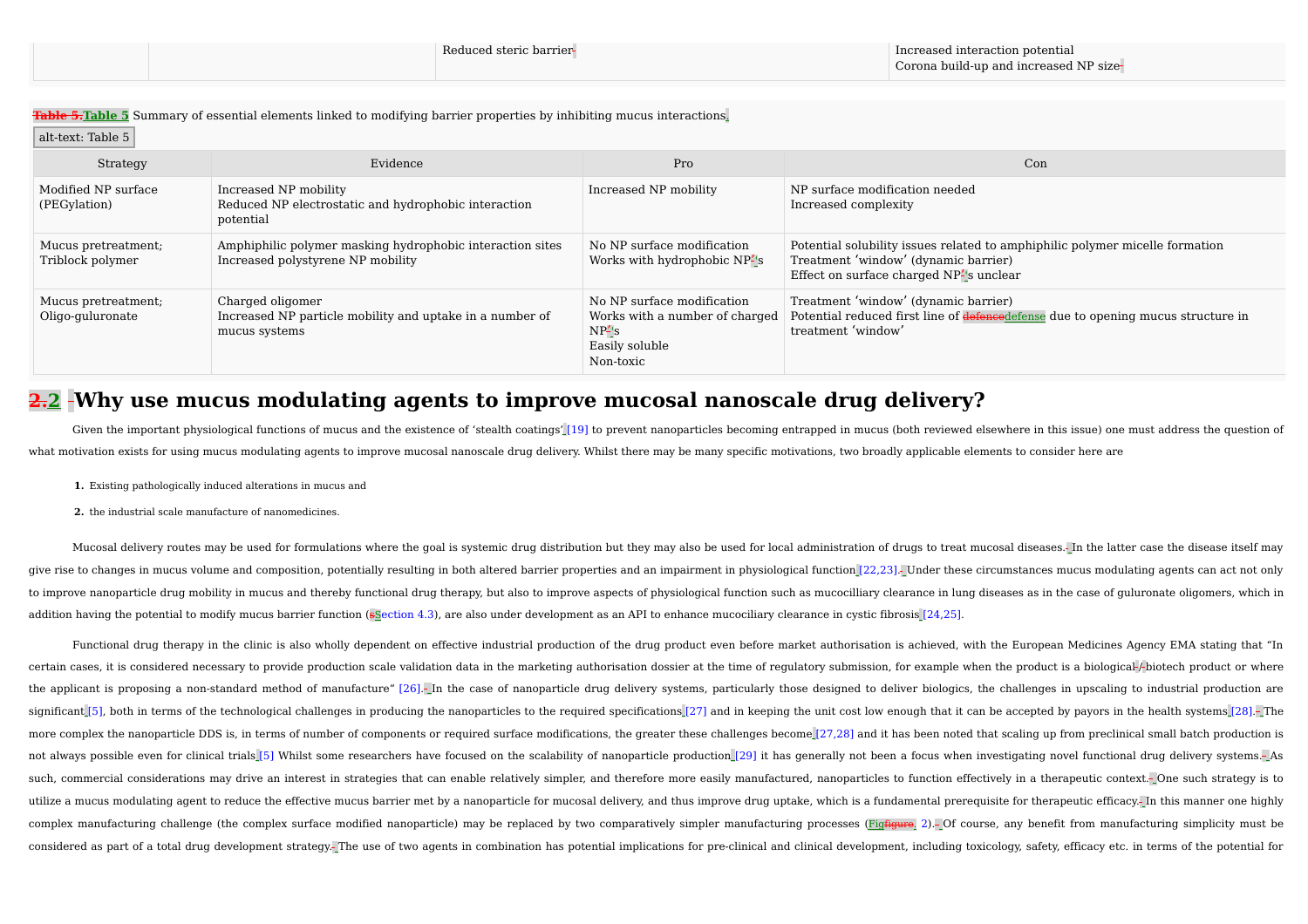| | | Reduced steric barrier | Increased interaction potential<br>Corona build-up and increased NP size |
|---|---|---|---|

Table 5 Summary of essential elements linked to modifying barrier properties by inhibiting mucus interactions.

alt-text: Table 5

| Strategy | Evidence | Pro | Con |
|---|---|---|---|
| Modified NP surface (PEGylation) | Increased NP mobility<br>Reduced NP electrostatic and hydrophobic interaction potential | Increased NP mobility | NP surface modification needed<br>Increased complexity |
| Mucus pretreatment; Triblock polymer | Amphiphilic polymer masking hydrophobic interaction sites<br>Increased polystyrene NP mobility | No NP surface modification<br>Works with hydrophobic NPs | Potential solubility issues related to amphiphilic polymer micelle formation<br>Treatment 'window' (dynamic barrier)<br>Effect on surface charged NPs unclear |
| Mucus pretreatment; Oligo-guluronate | Charged oligomer<br>Increased NP particle mobility and uptake in a number of mucus systems | No NP surface modification<br>Works with a number of charged NPs<br>Easily soluble<br>Non-toxic | Treatment 'window' (dynamic barrier)<br>Potential reduced first line of defense due to opening mucus structure in treatment 'window' |

## 2.2 Why use mucus modulating agents to improve mucosal nanoscale drug delivery?

Given the important physiological functions of mucus and the existence of 'stealth coatings' [19] to prevent nanoparticles becoming entrapped in mucus (both reviewed elsewhere in this issue) one must address the question of what motivation exists for using mucus modulating agents to improve mucosal nanoscale drug delivery. Whilst there may be many specific motivations, two broadly applicable elements to consider here are

1. Existing pathologically induced alterations in mucus and
2. the industrial scale manufacture of nanomedicines.

Mucosal delivery routes may be used for formulations where the goal is systemic drug distribution but they may also be used for local administration of drugs to treat mucosal diseases. In the latter case the disease itself may give rise to changes in mucus volume and composition, potentially resulting in both altered barrier properties and an impairment in physiological function [22,23]. Under these circumstances mucus modulating agents can act not only to improve nanoparticle drug mobility in mucus and thereby functional drug therapy, but also to improve aspects of physiological function such as mucociliary clearance in lung diseases as in the case of guluronate oligomers, which in addition having the potential to modify mucus barrier function (Section 4.3), are also under development as an API to enhance mucociliary clearance in cystic fibrosis [24,25].

Functional drug therapy in the clinic is also wholly dependent on effective industrial production of the drug product even before market authorisation is achieved, with the European Medicines Agency EMA stating that "In certain cases, it is considered necessary to provide production scale validation data in the marketing authorisation dossier at the time of regulatory submission, for example when the product is a biological/biotech product or where the applicant is proposing a non-standard method of manufacture" [26]. In the case of nanoparticle drug delivery systems, particularly those designed to deliver biologics, the challenges in upscaling to industrial production are significant [5], both in terms of the technological challenges in producing the nanoparticles to the required specifications [27] and in keeping the unit cost low enough that it can be accepted by payors in the health systems [28]. The more complex the nanoparticle DDS is, in terms of number of components or required surface modifications, the greater these challenges become [27,28] and it has been noted that scaling up from preclinical small batch production is not always possible even for clinical trials [5] Whilst some researchers have focused on the scalability of nanoparticle production [29] it has generally not been a focus when investigating novel functional drug delivery systems. As such, commercial considerations may drive an interest in strategies that can enable relatively simpler, and therefore more easily manufactured, nanoparticles to function effectively in a therapeutic context. One such strategy is to utilize a mucus modulating agent to reduce the effective mucus barrier met by a nanoparticle for mucosal delivery, and thus improve drug uptake, which is a fundamental prerequisite for therapeutic efficacy. In this manner one highly complex manufacturing challenge (the complex surface modified nanoparticle) may be replaced by two comparatively simpler manufacturing processes (Fig. 2). Of course, any benefit from manufacturing simplicity must be considered as part of a total drug development strategy. The use of two agents in combination has potential implications for pre-clinical and clinical development, including toxicology, safety, efficacy etc. in terms of the potential for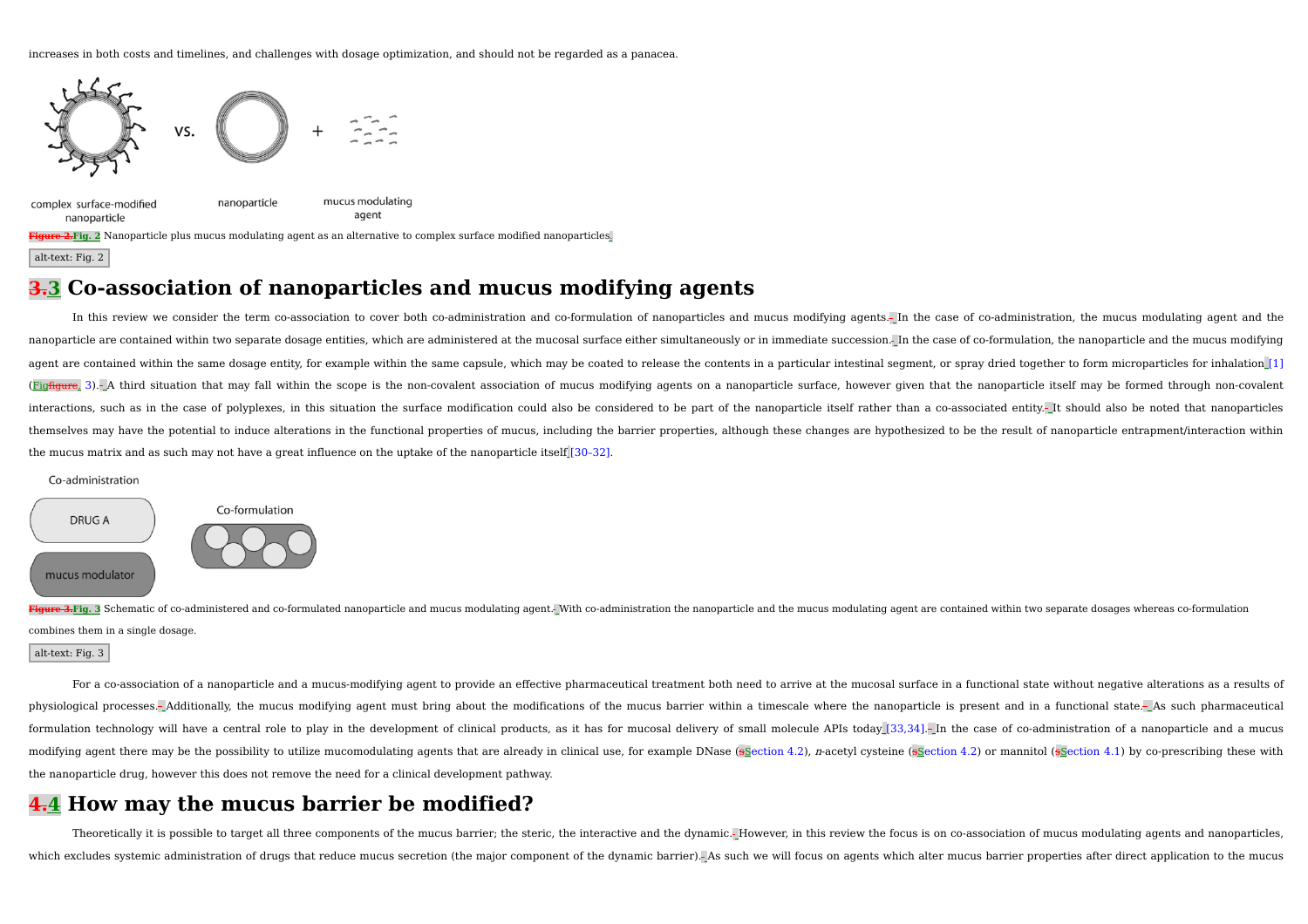increases in both costs and timelines, and challenges with dosage optimization, and should not be regarded as a panacea.

Fig. 2 Nanoparticle plus mucus modulating agent as an alternative to complex surface modified nanoparticles.

alt-text: Fig. 2

# 3 Co-association of nanoparticles and mucus modifying agents

In this review we consider the term co-association to cover both co-administration and co-formulation of nanoparticles and mucus modifying agents. In the case of co-administration, the mucus modulating agent and the nanoparticle are contained within two separate dosage entities, which are administered at the mucosal surface either simultaneously or in immediate succession. In the case of co-formulation, the nanoparticle and the mucus modifying agent are contained within the same dosage entity, for example within the same capsule, which may be coated to release the contents in a particular intestinal segment, or spray dried together to form microparticles for inhalation [1] (Fig. 3). A third situation that may fall within the scope is the non-covalent association of mucus modifying agents on a nanoparticle surface, however given that the nanoparticle itself may be formed through non-covalent interactions, such as in the case of polyplexes, in this situation the surface modification could also be considered to be part of the nanoparticle itself rather than a co-associated entity. It should also be noted that nanoparticles themselves may have the potential to induce alterations in the functional properties of mucus, including the barrier properties, although these changes are hypothesized to be the result of nanoparticle entrapment/interaction within the mucus matrix and as such may not have a great influence on the uptake of the nanoparticle itself [30–32].

Fig. 3 Schematic of co-administered and co-formulated nanoparticle and mucus modulating agent. With co-administration the nanoparticle and the mucus modulating agent are contained within two separate dosages whereas co-formulation combines them in a single dosage.

alt-text: Fig. 3

For a co-association of a nanoparticle and a mucus-modifying agent to provide an effective pharmaceutical treatment both need to arrive at the mucosal surface in a functional state without negative alterations as a results of physiological processes. Additionally, the mucus modifying agent must bring about the modifications of the mucus barrier within a timescale where the nanoparticle is present and in a functional state. As such pharmaceutical formulation technology will have a central role to play in the development of clinical products, as it has for mucosal delivery of small molecule APIs today [33,34]. In the case of co-administration of a nanoparticle and a mucus modifying agent there may be the possibility to utilize mucomodulating agents that are already in clinical use, for example DNase (Section 4.2), *n*-acetyl cysteine (Section 4.2) or mannitol (Section 4.1) by co-prescribing these with the nanoparticle drug, however this does not remove the need for a clinical development pathway.

# 4 How may the mucus barrier be modified?

Theoretically it is possible to target all three components of the mucus barrier; the steric, the interactive and the dynamic. However, in this review the focus is on co-association of mucus modulating agents and nanoparticles, which excludes systemic administration of drugs that reduce mucus secretion (the major component of the dynamic barrier). As such we will focus on agents which alter mucus barrier properties after direct application to the mucus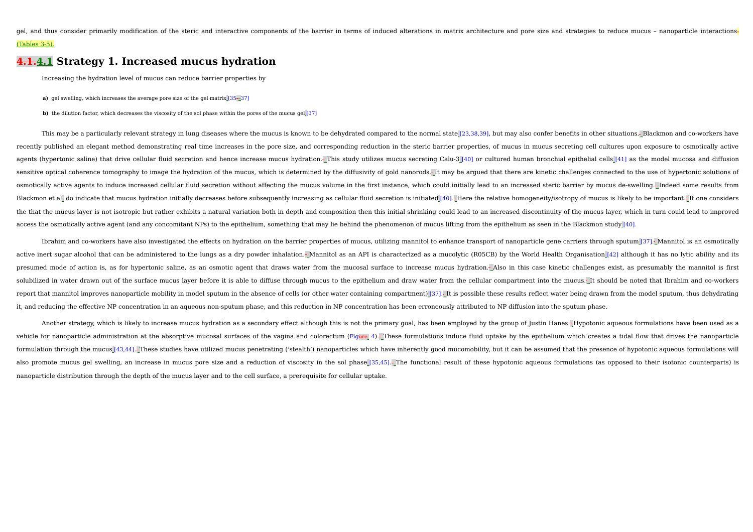gel, and thus consider primarily modification of the steric and interactive components of the barrier in terms of induced alterations in matrix architecture and pore size and strategies to reduce mucus – nanoparticle interactions (Tables 3-5).

## 4.1 Strategy 1. Increased mucus hydration

Increasing the hydration level of mucus can reduce barrier properties by

**a)** gel swelling, which increases the average pore size of the gel matrix [35–37]

**b)** the dilution factor, which decreases the viscosity of the sol phase within the pores of the mucus gel [37]

This may be a particularly relevant strategy in lung diseases where the mucus is known to be dehydrated compared to the normal state [23,38,39], but may also confer benefits in other situations. Blackmon and co-workers have recently published an elegant method demonstrating real time increases in the pore size, and corresponding reduction in the steric barrier properties, of mucus in mucus secreting cell cultures upon exposure to osmotically active agents (hypertonic saline) that drive cellular fluid secretion and hence increase mucus hydration. This study utilizes mucus secreting Calu-3 [40] or cultured human bronchial epithelial cells [41] as the model mucosa and diffusion sensitive optical coherence tomography to image the hydration of the mucus, which is determined by the diffusivity of gold nanorods. It may be argued that there are kinetic challenges connected to the use of hypertonic solutions of osmotically active agents to induce increased cellular fluid secretion without affecting the mucus volume in the first instance, which could initially lead to an increased steric barrier by mucus de-swelling. Indeed some results from Blackmon et al. do indicate that mucus hydration initially decreases before subsequently increasing as cellular fluid secretion is initiated [40]. Here the relative homogeneity/isotropy of mucus is likely to be important. If one considers the that the mucus layer is not isotropic but rather exhibits a natural variation both in depth and composition then this initial shrinking could lead to an increased discontinuity of the mucus layer, which in turn could lead to improved access the osmotically active agent (and any concomitant NPs) to the epithelium, something that may lie behind the phenomenon of mucus lifting from the epithelium as seen in the Blackmon study [40].

Ibrahim and co-workers have also investigated the effects on hydration on the barrier properties of mucus, utilizing mannitol to enhance transport of nanoparticle gene carriers through sputum [37]. Mannitol is an osmotically active inert sugar alcohol that can be administered to the lungs as a dry powder inhalation. Mannitol as an API is characterized as a mucolytic (R05CB) by the World Health Organisation [42] although it has no lytic ability and its presumed mode of action is, as for hypertonic saline, as an osmotic agent that draws water from the mucosal surface to increase mucus hydration. Also in this case kinetic challenges exist, as presumably the mannitol is first solubilized in water drawn out of the surface mucus layer before it is able to diffuse through mucus to the epithelium and draw water from the cellular compartment into the mucus. It should be noted that Ibrahim and co-workers report that mannitol improves nanoparticle mobility in model sputum in the absence of cells (or other water containing compartment) [37]. It is possible these results reflect water being drawn from the model sputum, thus dehydrating it, and reducing the effective NP concentration in an aqueous non-sputum phase, and this reduction in NP concentration has been erroneously attributed to NP diffusion into the sputum phase.

Another strategy, which is likely to increase mucus hydration as a secondary effect although this is not the primary goal, has been employed by the group of Justin Hanes. Hypotonic aqueous formulations have been used as a vehicle for nanoparticle administration at the absorptive mucosal surfaces of the vagina and colorectum (Fig. 4). These formulations induce fluid uptake by the epithelium which creates a tidal flow that drives the nanoparticle formulation through the mucus [43,44]. These studies have utilized mucus penetrating ('stealth') nanoparticles which have inherently good mucomobility, but it can be assumed that the presence of hypotonic aqueous formulations will also promote mucus gel swelling, an increase in mucus pore size and a reduction of viscosity in the sol phase [35,45]. The functional result of these hypotonic aqueous formulations (as opposed to their isotonic counterparts) is nanoparticle distribution through the depth of the mucus layer and to the cell surface, a prerequisite for cellular uptake.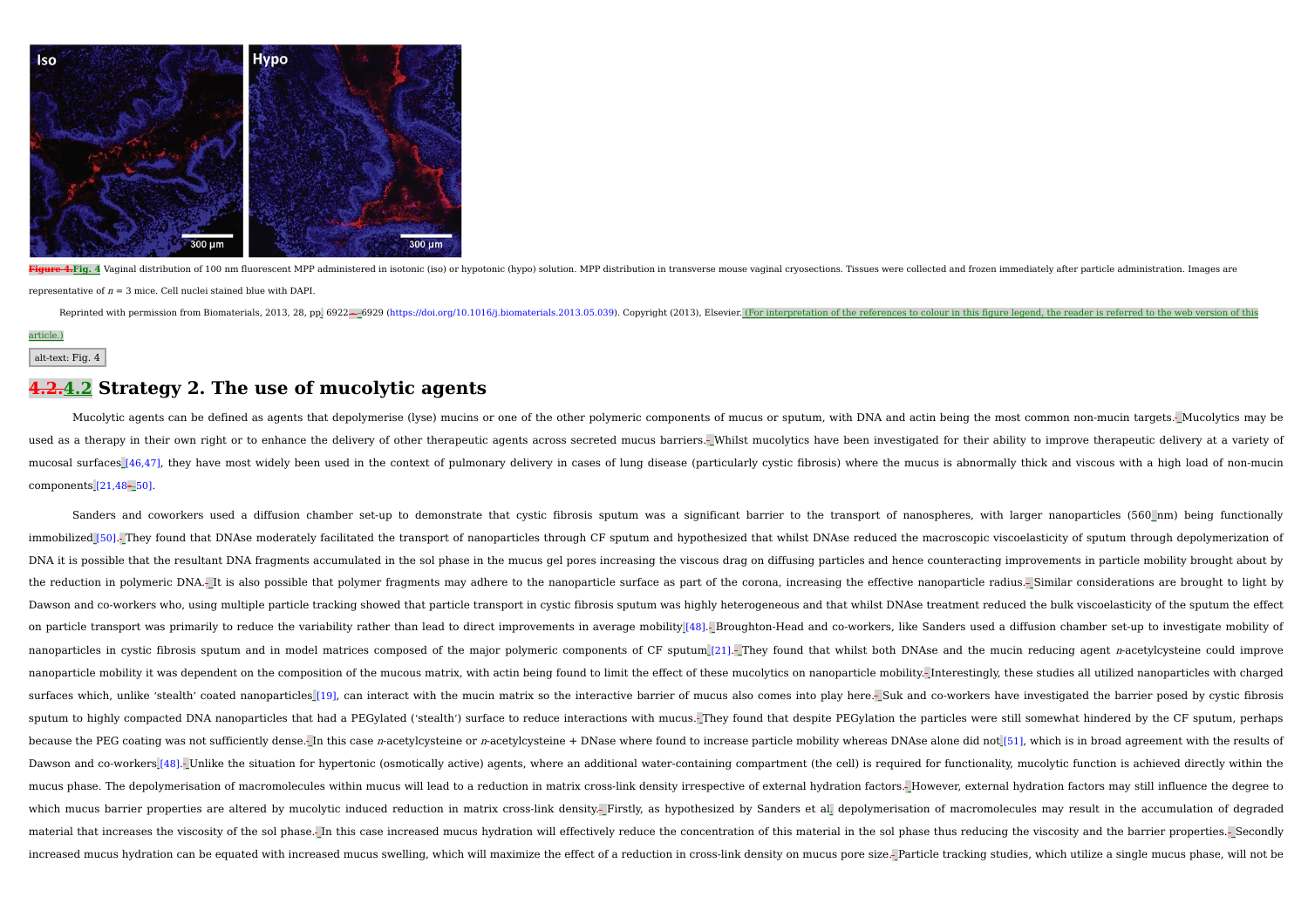Figure 4.Fig. 4 Vaginal distribution of 100 nm fluorescent MPP administered in isotonic (iso) or hypotonic (hypo) solution. MPP distribution in transverse mouse vaginal cryosections. Tissues were collected and frozen immediately after particle administration. Images are representative of $n = 3$ mice. Cell nuclei stained blue with DAPI.

Reprinted with permission from Biomaterials, 2013, 28, pp. 6922–6929 (https://doi.org/10.1016/j.biomaterials.2013.05.039). Copyright (2013), Elsevier. (For interpretation of the references to colour in this figure legend, the reader is referred to the web version of this article.)

alt-text: Fig. 4

## 4.2.4.2 Strategy 2. The use of mucolytic agents

Mucolytic agents can be defined as agents that depolymerise (lyse) mucins or one of the other polymeric components of mucus or sputum, with DNA and actin being the most common non-mucin targets. Mucolytics may be used as a therapy in their own right or to enhance the delivery of other therapeutic agents across secreted mucus barriers. Whilst mucolytics have been investigated for their ability to improve therapeutic delivery at a variety of mucosal surfaces [46,47], they have most widely been used in the context of pulmonary delivery in cases of lung disease (particularly cystic fibrosis) where the mucus is abnormally thick and viscous with a high load of non-mucin components [21,48–50].

Sanders and coworkers used a diffusion chamber set-up to demonstrate that cystic fibrosis sputum was a significant barrier to the transport of nanospheres, with larger nanoparticles (560 nm) being functionally immobilized [50]. They found that DNAse moderately facilitated the transport of nanoparticles through CF sputum and hypothesized that whilst DNAse reduced the macroscopic viscoelasticity of sputum through depolymerization of DNA it is possible that the resultant DNA fragments accumulated in the sol phase in the mucus gel pores increasing the viscous drag on diffusing particles and hence counteracting improvements in particle mobility brought about by the reduction in polymeric DNA. It is also possible that polymer fragments may adhere to the nanoparticle surface as part of the corona, increasing the effective nanoparticle radius. Similar considerations are brought to light by Dawson and co-workers who, using multiple particle tracking showed that particle transport in cystic fibrosis sputum was highly heterogeneous and that whilst DNAse treatment reduced the bulk viscoelasticity of the sputum the effect on particle transport was primarily to reduce the variability rather than lead to direct improvements in average mobility [48]. Broughton-Head and co-workers, like Sanders used a diffusion chamber set-up to investigate mobility of nanoparticles in cystic fibrosis sputum and in model matrices composed of the major polymeric components of CF sputum [21]. They found that whilst both DNAse and the mucin reducing agent *n*-acetylcysteine could improve nanoparticle mobility it was dependent on the composition of the mucous matrix, with actin being found to limit the effect of these mucolytics on nanoparticle mobility. Interestingly, these studies all utilized nanoparticles with charged surfaces which, unlike 'stealth' coated nanoparticles [19], can interact with the mucin matrix so the interactive barrier of mucus also comes into play here. Suk and co-workers have investigated the barrier posed by cystic fibrosis sputum to highly compacted DNA nanoparticles that had a PEGylated ('stealth') surface to reduce interactions with mucus. They found that despite PEGylation the particles were still somewhat hindered by the CF sputum, perhaps because the PEG coating was not sufficiently dense. In this case *n*-acetylcysteine or *n*-acetylcysteine + DNase where found to increase particle mobility whereas DNAse alone did not [51], which is in broad agreement with the results of Dawson and co-workers [48]. Unlike the situation for hypertonic (osmotically active) agents, where an additional water-containing compartment (the cell) is required for functionality, mucolytic function is achieved directly within the mucus phase. The depolymerisation of macromolecules within mucus will lead to a reduction in matrix cross-link density irrespective of external hydration factors. However, external hydration factors may still influence the degree to which mucus barrier properties are altered by mucolytic induced reduction in matrix cross-link density. Firstly, as hypothesized by Sanders et al. depolymerisation of macromolecules may result in the accumulation of degraded material that increases the viscosity of the sol phase. In this case increased mucus hydration will effectively reduce the concentration of this material in the sol phase thus reducing the viscosity and the barrier properties. Secondly increased mucus hydration can be equated with increased mucus swelling, which will maximize the effect of a reduction in cross-link density on mucus pore size. Particle tracking studies, which utilize a single mucus phase, will not be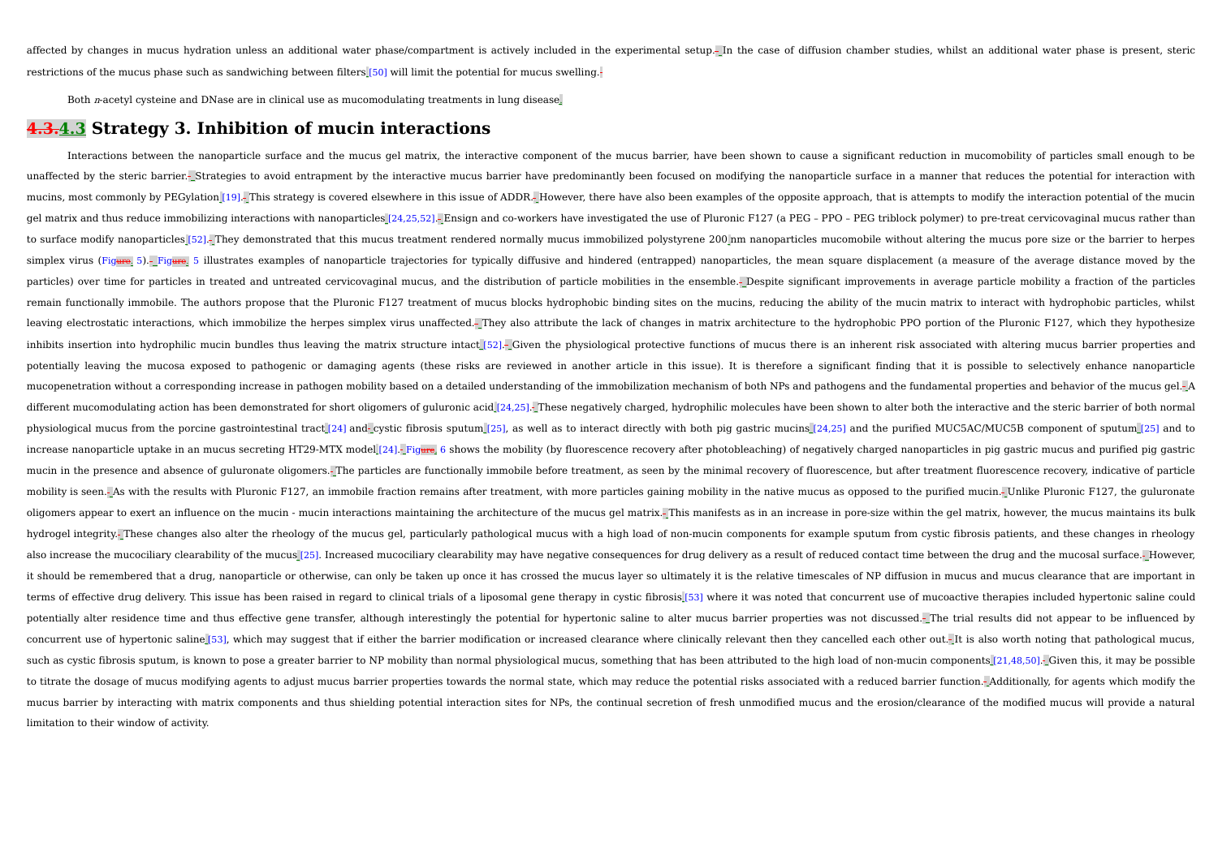affected by changes in mucus hydration unless an additional water phase/compartment is actively included in the experimental setup. In the case of diffusion chamber studies, whilst an additional water phase is present, steric restrictions of the mucus phase such as sandwiching between filters [50] will limit the potential for mucus swelling.

Both *n*-acetyl cysteine and DNase are in clinical use as mucomodulating treatments in lung disease.

## 4.3 Strategy 3. Inhibition of mucin interactions

Interactions between the nanoparticle surface and the mucus gel matrix, the interactive component of the mucus barrier, have been shown to cause a significant reduction in mucomobility of particles small enough to be unaffected by the steric barrier. Strategies to avoid entrapment by the interactive mucus barrier have predominantly been focused on modifying the nanoparticle surface in a manner that reduces the potential for interaction with mucins, most commonly by PEGylation [19]. This strategy is covered elsewhere in this issue of ADDR. However, there have also been examples of the opposite approach, that is attempts to modify the interaction potential of the mucin gel matrix and thus reduce immobilizing interactions with nanoparticles [24,25,52]. Ensign and co-workers have investigated the use of Pluronic F127 (a PEG – PPO – PEG triblock polymer) to pre-treat cervicovaginal mucus rather than to surface modify nanoparticles [52]. They demonstrated that this mucus treatment rendered normally mucus immobilized polystyrene 200 nm nanoparticles mucomobile without altering the mucus pore size or the barrier to herpes simplex virus (Fig. 5). Fig. 5 illustrates examples of nanoparticle trajectories for typically diffusive and hindered (entrapped) nanoparticles, the mean square displacement (a measure of the average distance moved by the particles) over time for particles in treated and untreated cervicovaginal mucus, and the distribution of particle mobilities in the ensemble. Despite significant improvements in average particle mobility a fraction of the particles remain functionally immobile. The authors propose that the Pluronic F127 treatment of mucus blocks hydrophobic binding sites on the mucins, reducing the ability of the mucin matrix to interact with hydrophobic particles, whilst leaving electrostatic interactions, which immobilize the herpes simplex virus unaffected. They also attribute the lack of changes in matrix architecture to the hydrophobic PPO portion of the Pluronic F127, which they hypothesize inhibits insertion into hydrophilic mucin bundles thus leaving the matrix structure intact [52]. Given the physiological protective functions of mucus there is an inherent risk associated with altering mucus barrier properties and potentially leaving the mucosa exposed to pathogenic or damaging agents (these risks are reviewed in another article in this issue). It is therefore a significant finding that it is possible to selectively enhance nanoparticle mucopenetration without a corresponding increase in pathogen mobility based on a detailed understanding of the immobilization mechanism of both NPs and pathogens and the fundamental properties and behavior of the mucus gel. A different mucomodulating action has been demonstrated for short oligomers of guluronic acid [24,25]. These negatively charged, hydrophilic molecules have been shown to alter both the interactive and the steric barrier of both normal physiological mucus from the porcine gastrointestinal tract [24] and cystic fibrosis sputum [25], as well as to interact directly with both pig gastric mucins [24,25] and the purified MUC5AC/MUC5B component of sputum [25] and to increase nanoparticle uptake in an mucus secreting HT29-MTX model [24]. Fig. 6 shows the mobility (by fluorescence recovery after photobleaching) of negatively charged nanoparticles in pig gastric mucus and purified pig gastric mucin in the presence and absence of guluronate oligomers. The particles are functionally immobile before treatment, as seen by the minimal recovery of fluorescence, but after treatment fluorescence recovery, indicative of particle mobility is seen. As with the results with Pluronic F127, an immobile fraction remains after treatment, with more particles gaining mobility in the native mucus as opposed to the purified mucin. Unlike Pluronic F127, the guluronate oligomers appear to exert an influence on the mucin - mucin interactions maintaining the architecture of the mucus gel matrix. This manifests as in an increase in pore-size within the gel matrix, however, the mucus maintains its bulk hydrogel integrity. These changes also alter the rheology of the mucus gel, particularly pathological mucus with a high load of non-mucin components for example sputum from cystic fibrosis patients, and these changes in rheology also increase the mucociliary clearability of the mucus [25]. Increased mucociliary clearability may have negative consequences for drug delivery as a result of reduced contact time between the drug and the mucosal surface. However, it should be remembered that a drug, nanoparticle or otherwise, can only be taken up once it has crossed the mucus layer so ultimately it is the relative timescales of NP diffusion in mucus and mucus clearance that are important in terms of effective drug delivery. This issue has been raised in regard to clinical trials of a liposomal gene therapy in cystic fibrosis [53] where it was noted that concurrent use of mucoactive therapies included hypertonic saline could potentially alter residence time and thus effective gene transfer, although interestingly the potential for hypertonic saline to alter mucus barrier properties was not discussed. The trial results did not appear to be influenced by concurrent use of hypertonic saline [53], which may suggest that if either the barrier modification or increased clearance where clinically relevant then they cancelled each other out. It is also worth noting that pathological mucus, such as cystic fibrosis sputum, is known to pose a greater barrier to NP mobility than normal physiological mucus, something that has been attributed to the high load of non-mucin components [21,48,50]. Given this, it may be possible to titrate the dosage of mucus modifying agents to adjust mucus barrier properties towards the normal state, which may reduce the potential risks associated with a reduced barrier function. Additionally, for agents which modify the mucus barrier by interacting with matrix components and thus shielding potential interaction sites for NPs, the continual secretion of fresh unmodified mucus and the erosion/clearance of the modified mucus will provide a natural limitation to their window of activity.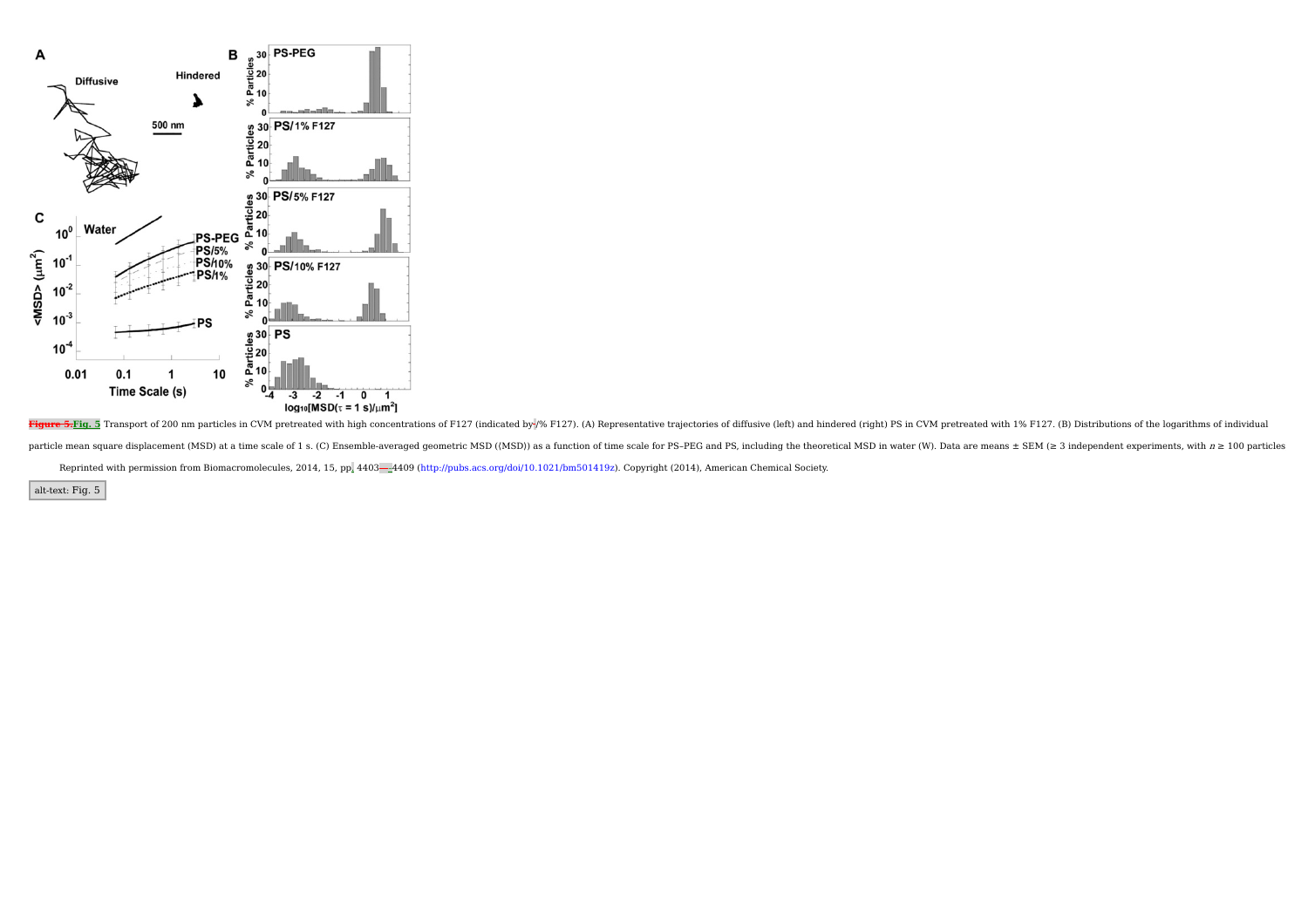Fig. 5 Transport of 200 nm particles in CVM pretreated with high concentrations of F127 (indicated by % F127). (A) Representative trajectories of diffusive (left) and hindered (right) PS in CVM pretreated with 1% F127. (B) Distributions of the logarithms of individual particle mean square displacement (MSD) at a time scale of 1 s. (C) Ensemble-averaged geometric MSD (⟨MSD⟩) as a function of time scale for PS–PEG and PS, including the theoretical MSD in water (W). Data are means ± SEM (≥ 3 independent experiments, with $n \geq 100$ particles

Reprinted with permission from Biomacromolecules, 2014, 15, pp. 4403–4409 (http://pubs.acs.org/doi/10.1021/bm501419z). Copyright (2014), American Chemical Society.

alt-text: Fig. 5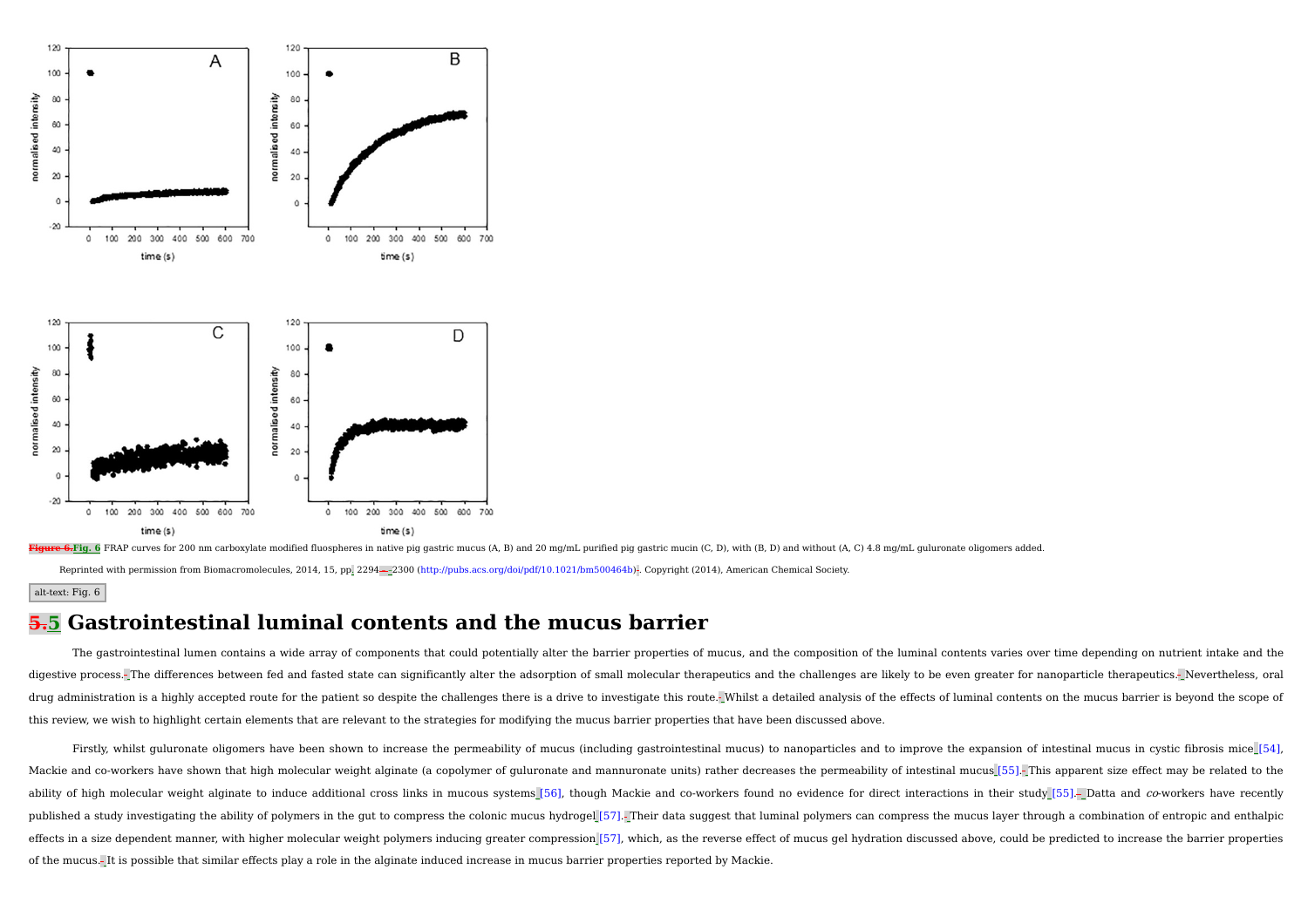Fig. 6 FRAP curves for 200 nm carboxylate modified fluospheres in native pig gastric mucus (A, B) and 20 mg/mL purified pig gastric mucin (C, D), with (B, D) and without (A, C) 4.8 mg/mL guluronate oligomers added.

Reprinted with permission from Biomacromolecules, 2014, 15, pp. 2294–2300 (http://pubs.acs.org/doi/pdf/10.1021/bm500464b). Copyright (2014), American Chemical Society.

alt-text: Fig. 6

## 5 Gastrointestinal luminal contents and the mucus barrier

The gastrointestinal lumen contains a wide array of components that could potentially alter the barrier properties of mucus, and the composition of the luminal contents varies over time depending on nutrient intake and the digestive process. The differences between fed and fasted state can significantly alter the adsorption of small molecular therapeutics and the challenges are likely to be even greater for nanoparticle therapeutics. Nevertheless, oral drug administration is a highly accepted route for the patient so despite the challenges there is a drive to investigate this route. Whilst a detailed analysis of the effects of luminal contents on the mucus barrier is beyond the scope of this review, we wish to highlight certain elements that are relevant to the strategies for modifying the mucus barrier properties that have been discussed above.

Firstly, whilst guluronate oligomers have been shown to increase the permeability of mucus (including gastrointestinal mucus) to nanoparticles and to improve the expansion of intestinal mucus in cystic fibrosis mice [54], Mackie and co-workers have shown that high molecular weight alginate (a copolymer of guluronate and mannuronate units) rather decreases the permeability of intestinal mucus [55]. This apparent size effect may be related to the ability of high molecular weight alginate to induce additional cross links in mucous systems [56], though Mackie and co-workers found no evidence for direct interactions in their study [55]. Datta and *co*-workers have recently published a study investigating the ability of polymers in the gut to compress the colonic mucus hydrogel [57]. Their data suggest that luminal polymers can compress the mucus layer through a combination of entropic and enthalpic effects in a size dependent manner, with higher molecular weight polymers inducing greater compression [57], which, as the reverse effect of mucus gel hydration discussed above, could be predicted to increase the barrier properties of the mucus. It is possible that similar effects play a role in the alginate induced increase in mucus barrier properties reported by Mackie.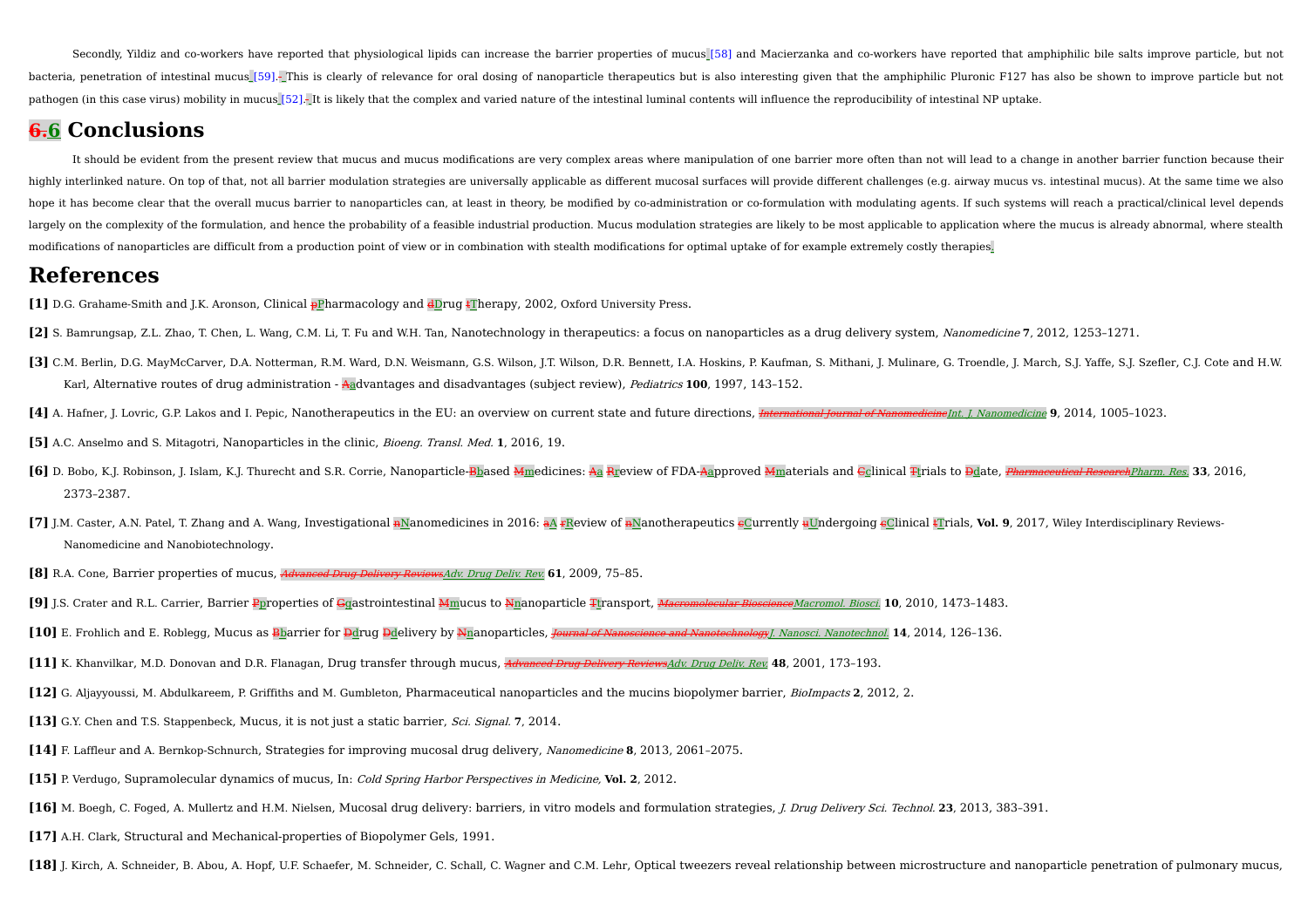Secondly, Yildiz and co-workers have reported that physiological lipids can increase the barrier properties of mucus [58] and Macierzanka and co-workers have reported that amphiphilic bile salts improve particle, but not bacteria, penetration of intestinal mucus [59]. This is clearly of relevance for oral dosing of nanoparticle therapeutics but is also interesting given that the amphiphilic Pluronic F127 has also be shown to improve particle but not pathogen (in this case virus) mobility in mucus [52]. It is likely that the complex and varied nature of the intestinal luminal contents will influence the reproducibility of intestinal NP uptake.

# 6 Conclusions

It should be evident from the present review that mucus and mucus modifications are very complex areas where manipulation of one barrier more often than not will lead to a change in another barrier function because their highly interlinked nature. On top of that, not all barrier modulation strategies are universally applicable as different mucosal surfaces will provide different challenges (e.g. airway mucus vs. intestinal mucus). At the same time we also hope it has become clear that the overall mucus barrier to nanoparticles can, at least in theory, be modified by co-administration or co-formulation with modulating agents. If such systems will reach a practical/clinical level depends largely on the complexity of the formulation, and hence the probability of a feasible industrial production. Mucus modulation strategies are likely to be most applicable to application where the mucus is already abnormal, where stealth modifications of nanoparticles are difficult from a production point of view or in combination with stealth modifications for optimal uptake of for example extremely costly therapies.

# References

**[1]** D.G. Grahame-Smith and J.K. Aronson, Clinical Pharmacology and Drug Therapy, 2002, Oxford University Press.

**[2]** S. Bamrungsap, Z.L. Zhao, T. Chen, L. Wang, C.M. Li, T. Fu and W.H. Tan, Nanotechnology in therapeutics: a focus on nanoparticles as a drug delivery system, *Nanomedicine* **7**, 2012, 1253–1271.

**[3]** C.M. Berlin, D.G. MayMcCarver, D.A. Notterman, R.M. Ward, D.N. Weismann, G.S. Wilson, J.T. Wilson, D.R. Bennett, I.A. Hoskins, P. Kaufman, S. Mithani, J. Mulinare, G. Troendle, J. March, S.J. Yaffe, S.J. Szefler, C.J. Cote and H.W. Karl, Alternative routes of drug administration - advantages and disadvantages (subject review), *Pediatrics* **100**, 1997, 143–152.

**[4]** A. Hafner, J. Lovric, G.P. Lakos and I. Pepic, Nanotherapeutics in the EU: an overview on current state and future directions, *Int. J. Nanomedicine* **9**, 2014, 1005–1023.

**[5]** A.C. Anselmo and S. Mitagotri, Nanoparticles in the clinic, *Bioeng. Transl. Med.* **1**, 2016, 19.

**[6]** D. Bobo, K.J. Robinson, J. Islam, K.J. Thurecht and S.R. Corrie, Nanoparticle-based medicines: a review of FDA-approved materials and clinical trials to date, *Pharm. Res.* **33**, 2016, 2373–2387.

**[7]** J.M. Caster, A.N. Patel, T. Zhang and A. Wang, Investigational Nanomedicines in 2016: A Review of Nanotherapeutics Currently Undergoing Clinical Trials, **Vol. 9**, 2017, Wiley Interdisciplinary Reviews-Nanomedicine and Nanobiotechnology.

**[8]** R.A. Cone, Barrier properties of mucus, *Adv. Drug Deliv. Rev.* **61**, 2009, 75–85.

**[9]** J.S. Crater and R.L. Carrier, Barrier properties of gastrointestinal mucus to nanoparticle transport, *Macromol. Biosci.* **10**, 2010, 1473–1483.

**[10]** E. Frohlich and E. Roblegg, Mucus as barrier for drug delivery by nanoparticles, *J. Nanosci. Nanotechnol.* **14**, 2014, 126–136.

**[11]** K. Khanvilkar, M.D. Donovan and D.R. Flanagan, Drug transfer through mucus, *Adv. Drug Deliv. Rev.* **48**, 2001, 173–193.

**[12]** G. Aljayyoussi, M. Abdulkareem, P. Griffiths and M. Gumbleton, Pharmaceutical nanoparticles and the mucins biopolymer barrier, *BioImpacts* **2**, 2012, 2.

**[13]** G.Y. Chen and T.S. Stappenbeck, Mucus, it is not just a static barrier, *Sci. Signal.* **7**, 2014.

**[14]** F. Laffleur and A. Bernkop-Schnurch, Strategies for improving mucosal drug delivery, *Nanomedicine* **8**, 2013, 2061–2075.

**[15]** P. Verdugo, Supramolecular dynamics of mucus, In: *Cold Spring Harbor Perspectives in Medicine*, **Vol. 2**, 2012.

**[16]** M. Boegh, C. Foged, A. Mullertz and H.M. Nielsen, Mucosal drug delivery: barriers, in vitro models and formulation strategies, *J. Drug Delivery Sci. Technol.* **23**, 2013, 383–391.

**[17]** A.H. Clark, Structural and Mechanical-properties of Biopolymer Gels, 1991.

**[18]** J. Kirch, A. Schneider, B. Abou, A. Hopf, U.F. Schaefer, M. Schneider, C. Schall, C. Wagner and C.M. Lehr, Optical tweezers reveal relationship between microstructure and nanoparticle penetration of pulmonary mucus,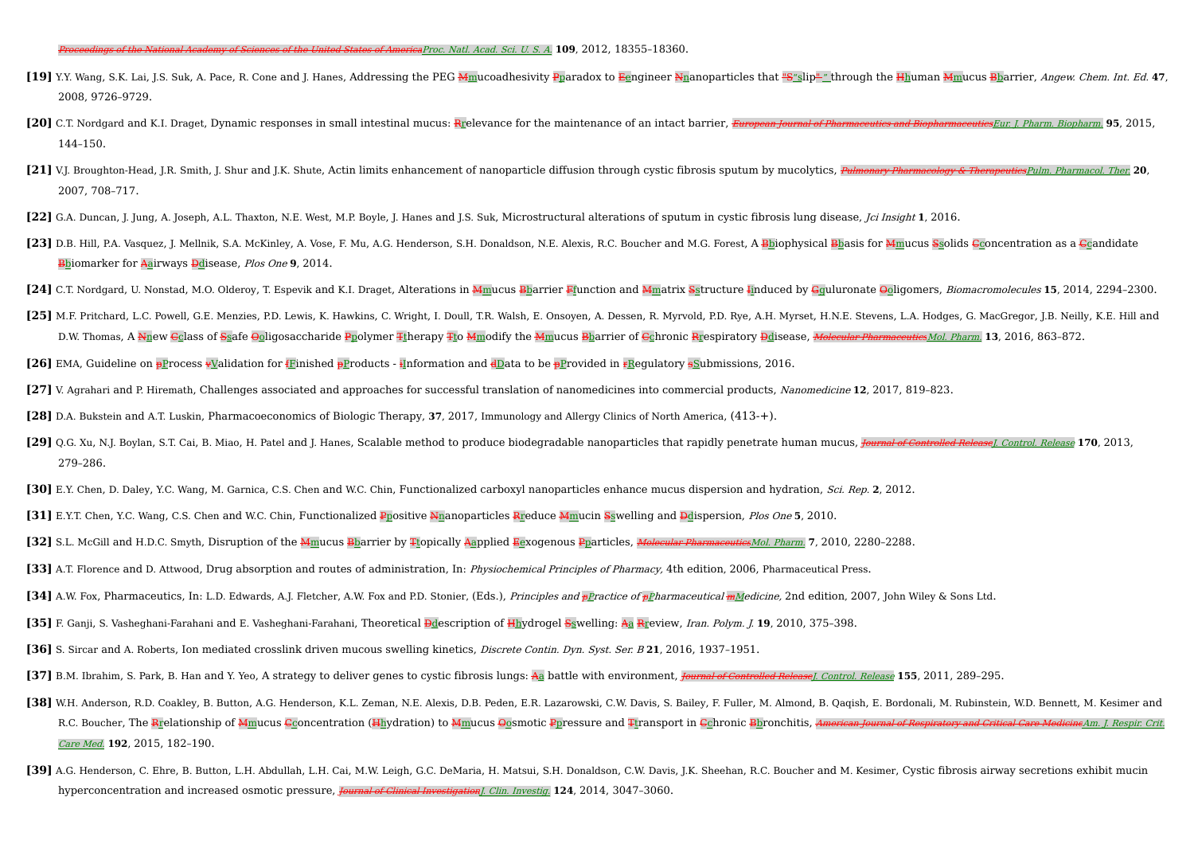*Proc. Natl. Acad. Sci. U. S. A.* **109**, 2012, 18355–18360.

**[19]** Y.Y. Wang, S.K. Lai, J.S. Suk, A. Pace, R. Cone and J. Hanes, Addressing the PEG mucoadhesivity paradox to engineer nanoparticles that "slip" through the human mucus barrier, *Angew. Chem. Int. Ed.* **47**, 2008, 9726–9729.

**[20]** C.T. Nordgard and K.I. Draget, Dynamic responses in small intestinal mucus: relevance for the maintenance of an intact barrier, *Eur. J. Pharm. Biopharm.* **95**, 2015, 144–150.

**[21]** V.J. Broughton-Head, J.R. Smith, J. Shur and J.K. Shute, Actin limits enhancement of nanoparticle diffusion through cystic fibrosis sputum by mucolytics, *Pulm. Pharmacol. Ther.* **20**, 2007, 708–717.

**[22]** G.A. Duncan, J. Jung, A. Joseph, A.L. Thaxton, N.E. West, M.P. Boyle, J. Hanes and J.S. Suk, Microstructural alterations of sputum in cystic fibrosis lung disease, *Jci Insight* **1**, 2016.

**[23]** D.B. Hill, P.A. Vasquez, J. Mellnik, S.A. McKinley, A. Vose, F. Mu, A.G. Henderson, S.H. Donaldson, N.E. Alexis, R.C. Boucher and M.G. Forest, A biophysical basis for mucus solids concentration as a candidate biomarker for airways disease, *Plos One* **9**, 2014.

**[24]** C.T. Nordgard, U. Nonstad, M.O. Olderoy, T. Espevik and K.I. Draget, Alterations in mucus barrier function and matrix structure induced by guluronate oligomers, *Biomacromolecules* **15**, 2014, 2294–2300.

**[25]** M.F. Pritchard, L.C. Powell, G.E. Menzies, P.D. Lewis, K. Hawkins, C. Wright, I. Doull, T.R. Walsh, E. Onsoyen, A. Dessen, R. Myrvold, P.D. Rye, A.H. Myrset, H.N.E. Stevens, L.A. Hodges, G. MacGregor, J.B. Neilly, K.E. Hill and D.W. Thomas, A new class of safe oligosaccharide polymer therapy to modify the mucus barrier of chronic respiratory disease, *Mol. Pharm.* **13**, 2016, 863–872.

**[26]** EMA, Guideline on Process Validation for Finished Products - Information and Data to be Provided in Regulatory Submissions, 2016.

**[27]** V. Agrahari and P. Hiremath, Challenges associated and approaches for successful translation of nanomedicines into commercial products, *Nanomedicine* **12**, 2017, 819–823.

**[28]** D.A. Bukstein and A.T. Luskin, Pharmacoeconomics of Biologic Therapy, **37**, 2017, Immunology and Allergy Clinics of North America, (413-+).

**[29]** Q.G. Xu, N.J. Boylan, S.T. Cai, B. Miao, H. Patel and J. Hanes, Scalable method to produce biodegradable nanoparticles that rapidly penetrate human mucus, *J. Control. Release* **170**, 2013, 279–286.

**[30]** E.Y. Chen, D. Daley, Y.C. Wang, M. Garnica, C.S. Chen and W.C. Chin, Functionalized carboxyl nanoparticles enhance mucus dispersion and hydration, *Sci. Rep.* **2**, 2012.

**[31]** E.Y.T. Chen, Y.C. Wang, C.S. Chen and W.C. Chin, Functionalized positive nanoparticles reduce mucin swelling and dispersion, *Plos One* **5**, 2010.

**[32]** S.L. McGill and H.D.C. Smyth, Disruption of the mucus barrier by topically applied exogenous particles, *Mol. Pharm.* **7**, 2010, 2280–2288.

**[33]** A.T. Florence and D. Attwood, Drug absorption and routes of administration, In: *Physiochemical Principles of Pharmacy,* 4th edition, 2006, Pharmaceutical Press.

**[34]** A.W. Fox, Pharmaceutics, In: L.D. Edwards, A.J. Fletcher, A.W. Fox and P.D. Stonier, (Eds.), *Principles and Practice of Pharmaceutical Medicine,* 2nd edition, 2007, John Wiley & Sons Ltd.

**[35]** F. Ganji, S. Vasheghani-Farahani and E. Vasheghani-Farahani, Theoretical description of hydrogel swelling: a review, *Iran. Polym. J.* **19**, 2010, 375–398.

**[36]** S. Sircar and A. Roberts, Ion mediated crosslink driven mucous swelling kinetics, *Discrete Contin. Dyn. Syst. Ser. B* **21**, 2016, 1937–1951.

**[37]** B.M. Ibrahim, S. Park, B. Han and Y. Yeo, A strategy to deliver genes to cystic fibrosis lungs: a battle with environment, *J. Control. Release* **155**, 2011, 289–295.

**[38]** W.H. Anderson, R.D. Coakley, B. Button, A.G. Henderson, K.L. Zeman, N.E. Alexis, D.B. Peden, E.R. Lazarowski, C.W. Davis, S. Bailey, F. Fuller, M. Almond, B. Qaqish, E. Bordonali, M. Rubinstein, W.D. Bennett, M. Kesimer and R.C. Boucher, The relationship of mucus concentration (hydration) to mucus osmotic pressure and transport in chronic bronchitis, *Am. J. Respir. Crit. Care Med.* **192**, 2015, 182–190.

**[39]** A.G. Henderson, C. Ehre, B. Button, L.H. Abdullah, L.H. Cai, M.W. Leigh, G.C. DeMaria, H. Matsui, S.H. Donaldson, C.W. Davis, J.K. Sheehan, R.C. Boucher and M. Kesimer, Cystic fibrosis airway secretions exhibit mucin hyperconcentration and increased osmotic pressure, *J. Clin. Investig.* **124**, 2014, 3047–3060.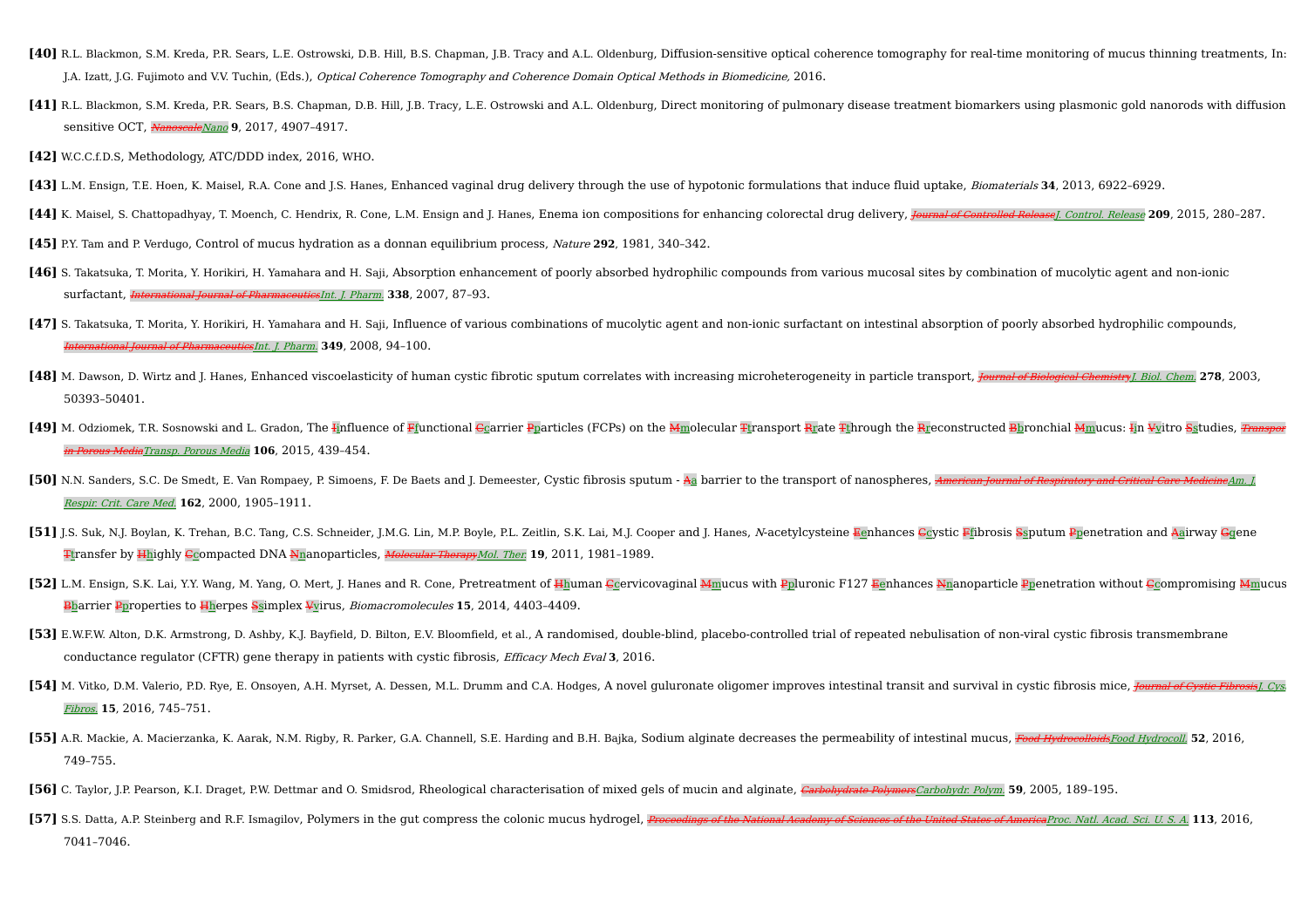**[40]** R.L. Blackmon, S.M. Kreda, P.R. Sears, L.E. Ostrowski, D.B. Hill, B.S. Chapman, J.B. Tracy and A.L. Oldenburg, Diffusion-sensitive optical coherence tomography for real-time monitoring of mucus thinning treatments, In: J.A. Izatt, J.G. Fujimoto and V.V. Tuchin, (Eds.), *Optical Coherence Tomography and Coherence Domain Optical Methods in Biomedicine,* 2016.

**[41]** R.L. Blackmon, S.M. Kreda, P.R. Sears, B.S. Chapman, D.B. Hill, J.B. Tracy, L.E. Ostrowski and A.L. Oldenburg, Direct monitoring of pulmonary disease treatment biomarkers using plasmonic gold nanorods with diffusion sensitive OCT, ~~*Nanoscale*~~*Nano* **9**, 2017, 4907–4917.

**[42]** W.C.C.f.D.S, Methodology, ATC/DDD index, 2016, WHO.

**[43]** L.M. Ensign, T.E. Hoen, K. Maisel, R.A. Cone and J.S. Hanes, Enhanced vaginal drug delivery through the use of hypotonic formulations that induce fluid uptake, *Biomaterials* **34**, 2013, 6922–6929.

**[44]** K. Maisel, S. Chattopadhyay, T. Moench, C. Hendrix, R. Cone, L.M. Ensign and J. Hanes, Enema ion compositions for enhancing colorectal drug delivery, ~~*Journal of Controlled Release*~~*J. Control. Release* **209**, 2015, 280–287.

**[45]** P.Y. Tam and P. Verdugo, Control of mucus hydration as a donnan equilibrium process, *Nature* **292**, 1981, 340–342.

**[46]** S. Takatsuka, T. Morita, Y. Horikiri, H. Yamahara and H. Saji, Absorption enhancement of poorly absorbed hydrophilic compounds from various mucosal sites by combination of mucolytic agent and non-ionic surfactant, ~~*International Journal of Pharmaceutics*~~*Int. J. Pharm.* **338**, 2007, 87–93.

**[47]** S. Takatsuka, T. Morita, Y. Horikiri, H. Yamahara and H. Saji, Influence of various combinations of mucolytic agent and non-ionic surfactant on intestinal absorption of poorly absorbed hydrophilic compounds, ~~*International Journal of Pharmaceutics*~~*Int. J. Pharm.* **349**, 2008, 94–100.

**[48]** M. Dawson, D. Wirtz and J. Hanes, Enhanced viscoelasticity of human cystic fibrotic sputum correlates with increasing microheterogeneity in particle transport, ~~*Journal of Biological Chemistry*~~*J. Biol. Chem.* **278**, 2003, 50393–50401.

**[49]** M. Odziomek, T.R. Sosnowski and L. Gradon, The ~~I~~influence of ~~F~~functional ~~C~~carrier ~~P~~particles (FCPs) on the ~~M~~molecular ~~T~~transport ~~R~~rate ~~T~~through the ~~R~~reconstructed ~~B~~bronchial ~~M~~mucus: ~~I~~in ~~V~~vitro ~~S~~studies, ~~*Transport in Porous Media*~~*Transp. Porous Media* **106**, 2015, 439–454.

**[50]** N.N. Sanders, S.C. De Smedt, E. Van Rompaey, P. Simoens, F. De Baets and J. Demeester, Cystic fibrosis sputum - ~~A~~a barrier to the transport of nanospheres, ~~*American Journal of Respiratory and Critical Care Medicine*~~*Am. J. Respir. Crit. Care Med.* **162**, 2000, 1905–1911.

**[51]** J.S. Suk, N.J. Boylan, K. Trehan, B.C. Tang, C.S. Schneider, J.M.G. Lin, M.P. Boyle, P.L. Zeitlin, S.K. Lai, M.J. Cooper and J. Hanes, *N*-acetylcysteine ~~E~~enhances ~~C~~cystic ~~F~~fibrosis ~~S~~sputum ~~P~~penetration and ~~A~~airway ~~G~~gene ~~T~~transfer by ~~H~~highly ~~C~~compacted DNA ~~N~~nanoparticles, ~~*Molecular Therapy*~~*Mol. Ther.* **19**, 2011, 1981–1989.

**[52]** L.M. Ensign, S.K. Lai, Y.Y. Wang, M. Yang, O. Mert, J. Hanes and R. Cone, Pretreatment of ~~H~~human ~~C~~cervicovaginal ~~M~~mucus with ~~P~~pluronic F127 ~~E~~enhances ~~N~~nanoparticle ~~P~~penetration without ~~C~~compromising ~~M~~mucus ~~B~~barrier ~~P~~properties to ~~H~~herpes ~~S~~simplex ~~V~~virus, *Biomacromolecules* **15**, 2014, 4403–4409.

**[53]** E.W.F.W. Alton, D.K. Armstrong, D. Ashby, K.J. Bayfield, D. Bilton, E.V. Bloomfield, et al., A randomised, double-blind, placebo-controlled trial of repeated nebulisation of non-viral cystic fibrosis transmembrane conductance regulator (CFTR) gene therapy in patients with cystic fibrosis, *Efficacy Mech Eval* **3**, 2016.

**[54]** M. Vitko, D.M. Valerio, P.D. Rye, E. Onsoyen, A.H. Myrset, A. Dessen, M.L. Drumm and C.A. Hodges, A novel guluronate oligomer improves intestinal transit and survival in cystic fibrosis mice, ~~*Journal of Cystic Fibrosis*~~*J. Cys. Fibros.* **15**, 2016, 745–751.

**[55]** A.R. Mackie, A. Macierzanka, K. Aarak, N.M. Rigby, R. Parker, G.A. Channell, S.E. Harding and B.H. Bajka, Sodium alginate decreases the permeability of intestinal mucus, ~~*Food Hydrocolloids*~~*Food Hydrocoll.* **52**, 2016, 749–755.

**[56]** C. Taylor, J.P. Pearson, K.I. Draget, P.W. Dettmar and O. Smidsrod, Rheological characterisation of mixed gels of mucin and alginate, ~~*Carbohydrate Polymers*~~*Carbohydr. Polym.* **59**, 2005, 189–195.

**[57]** S.S. Datta, A.P. Steinberg and R.F. Ismagilov, Polymers in the gut compress the colonic mucus hydrogel, ~~*Proceedings of the National Academy of Sciences of the United States of America*~~*Proc. Natl. Acad. Sci. U. S. A.* **113**, 2016, 7041–7046.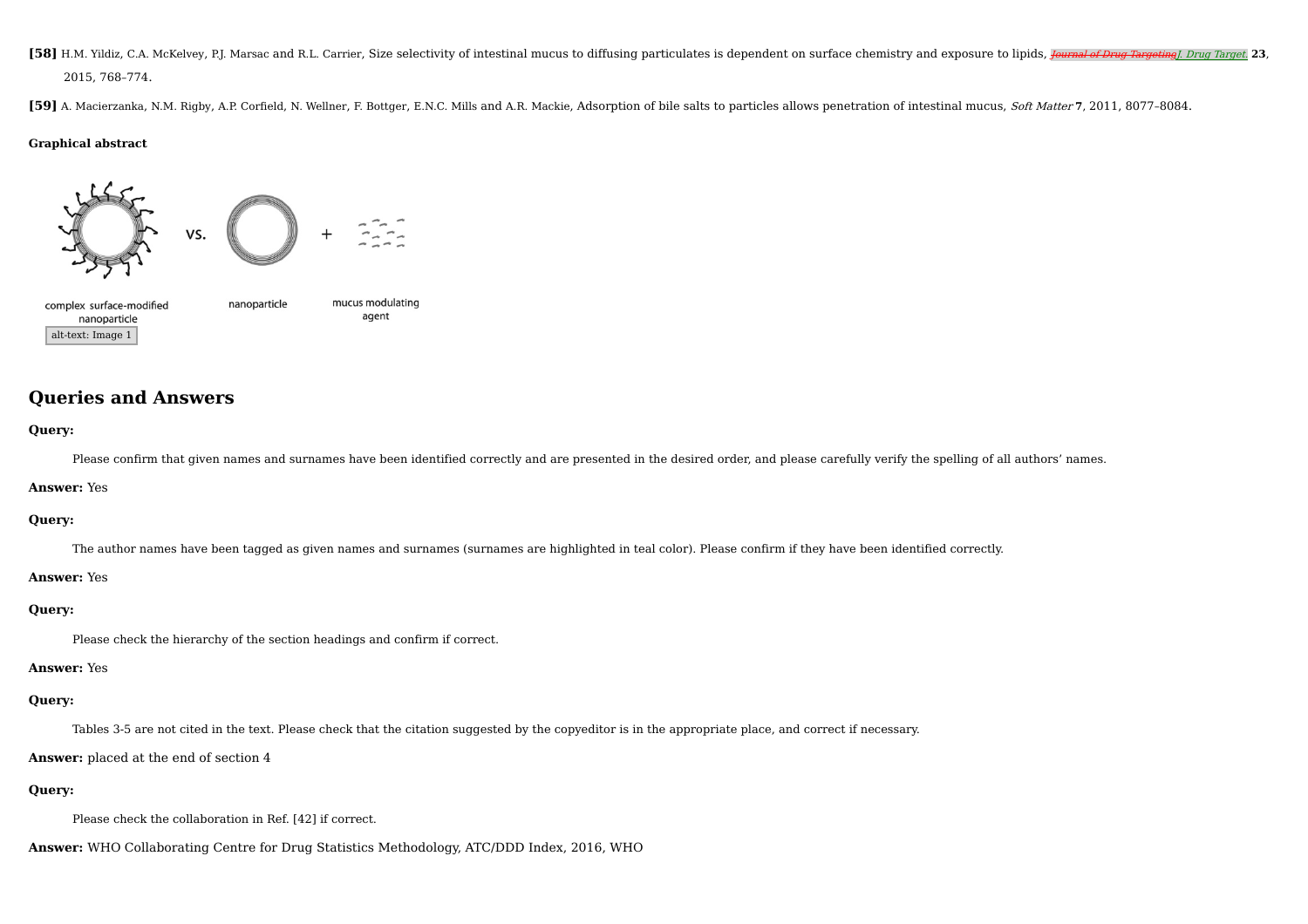**[58]** H.M. Yildiz, C.A. McKelvey, P.J. Marsac and R.L. Carrier, Size selectivity of intestinal mucus to diffusing particulates is dependent on surface chemistry and exposure to lipids, ~~*Journal of Drug Targeting*~~ *J. Drug Target.* **23**, 2015, 768–774.

**[59]** A. Macierzanka, N.M. Rigby, A.P. Corfield, N. Wellner, F. Bottger, E.N.C. Mills and A.R. Mackie, Adsorption of bile salts to particles allows penetration of intestinal mucus, *Soft Matter* **7**, 2011, 8077–8084.

**Graphical abstract**

complex surface-modified nanoparticle

vs.

nanoparticle

+

mucus modulating agent

alt-text: Image 1

## Queries and Answers

**Query:**

Please confirm that given names and surnames have been identified correctly and are presented in the desired order, and please carefully verify the spelling of all authors' names.

**Answer:** Yes

**Query:**

The author names have been tagged as given names and surnames (surnames are highlighted in teal color). Please confirm if they have been identified correctly.

**Answer:** Yes

**Query:**

Please check the hierarchy of the section headings and confirm if correct.

**Answer:** Yes

**Query:**

Tables 3-5 are not cited in the text. Please check that the citation suggested by the copyeditor is in the appropriate place, and correct if necessary.

**Answer:** placed at the end of section 4

**Query:**

Please check the collaboration in Ref. [42] if correct.

**Answer:** WHO Collaborating Centre for Drug Statistics Methodology, ATC/DDD Index, 2016, WHO